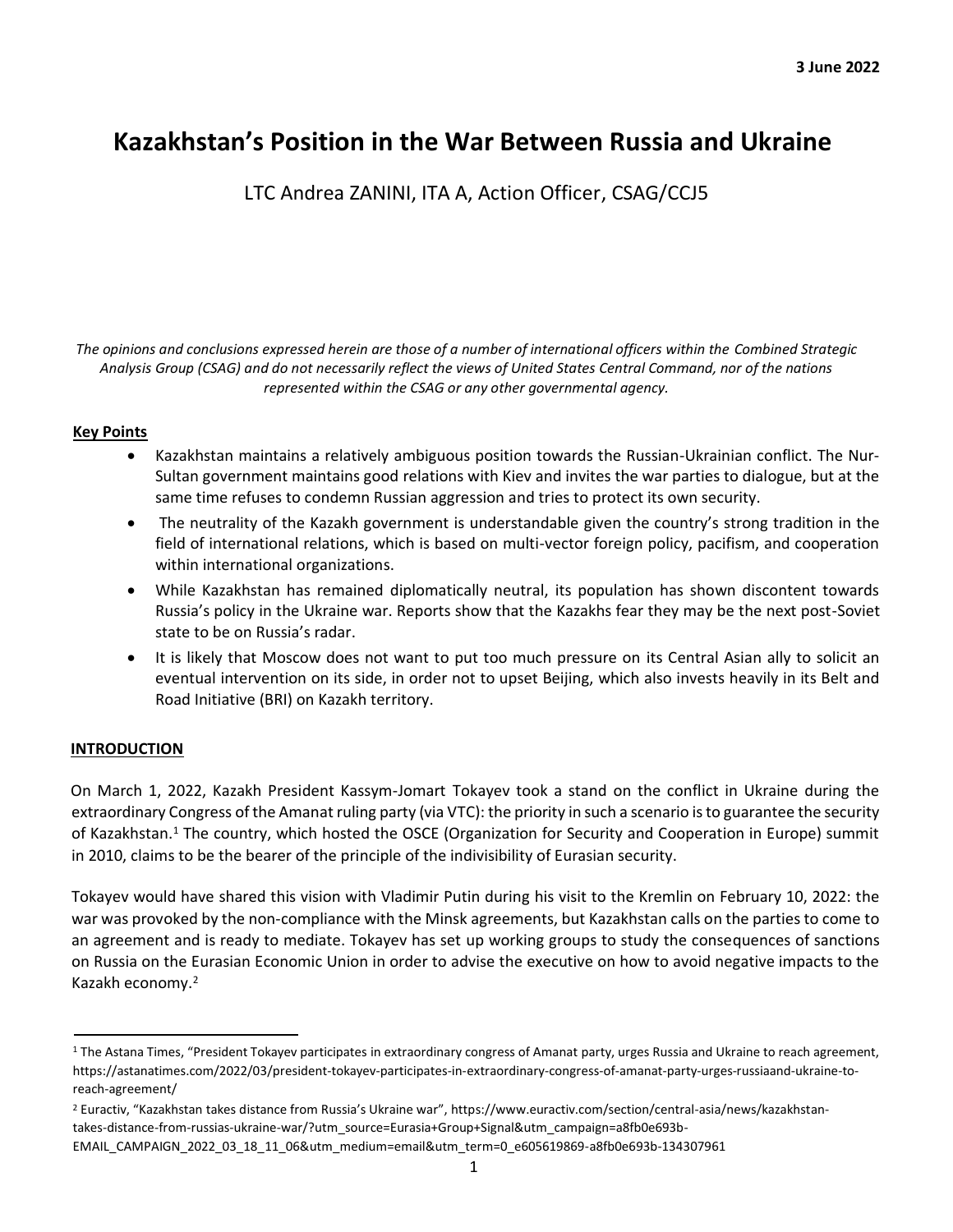**3 June 2022**

# Kazakhstan's Position in the War Between Russia and Ukraine

LTC Andrea ZANINI, ITA A, Action Officer, CSAG/CCJ5

*The opinions and conclusions expressed herein are those of a number of international officers within the Combined Strategic Analysis Group (CSAG) and do not necessarily reflect the views of United States Central Command, nor of the nations represented within the CSAG or any other governmental agency.*

**Key Points**

- Kazakhstan maintains a relatively ambiguous position towards the Russian-Ukrainian conflict. The Nur-Sultan government maintains good relations with Kiev and invites the war parties to dialogue, but at the same time refuses to condemn Russian aggression and tries to protect its own security.
- The neutrality of the Kazakh government is understandable given the country's strong tradition in the field of international relations, which is based on multi-vector foreign policy, pacifism, and cooperation within international organizations.
- While Kazakhstan has remained diplomatically neutral, its population has shown discontent towards Russia's policy in the Ukraine war. Reports show that the Kazakhs fear they may be the next post-Soviet state to be on Russia's radar.
- It is likely that Moscow does not want to put too much pressure on its Central Asian ally to solicit an eventual intervention on its side, in order not to upset Beijing, which also invests heavily in its Belt and Road Initiative (BRI) on Kazakh territory.

## INTRODUCTION

On March 1, 2022, Kazakh President Kassym-Jomart Tokayev took a stand on the conflict in Ukraine during the extraordinary Congress of the Amanat ruling party (via VTC): the priority in such a scenario is to guarantee the security of Kazakhstan.[1] The country, which hosted the OSCE (Organization for Security and Cooperation in Europe) summit in 2010, claims to be the bearer of the principle of the indivisibility of Eurasian security.

Tokayev would have shared this vision with Vladimir Putin during his visit to the Kremlin on February 10, 2022: the war was provoked by the non-compliance with the Minsk agreements, but Kazakhstan calls on the parties to come to an agreement and is ready to mediate. Tokayev has set up working groups to study the consequences of sanctions on Russia on the Eurasian Economic Union in order to advise the executive on how to avoid negative impacts to the Kazakh economy.[2]

---

[1] The Astana Times, "President Tokayev participates in extraordinary congress of Amanat party, urges Russia and Ukraine to reach agreement, https://astanatimes.com/2022/03/president-tokayev-participates-in-extraordinary-congress-of-amanat-party-urges-russiaand-ukraine-to-reach-agreement/

[2] Euractiv, "Kazakhstan takes distance from Russia's Ukraine war", https://www.euractiv.com/section/central-asia/news/kazakhstan-takes-distance-from-russias-ukraine-war/?utm_source=Eurasia+Group+Signal&utm_campaign=a8fb0e693b-EMAIL_CAMPAIGN_2022_03_18_11_06&utm_medium=email&utm_term=0_e605619869-a8fb0e693b-134307961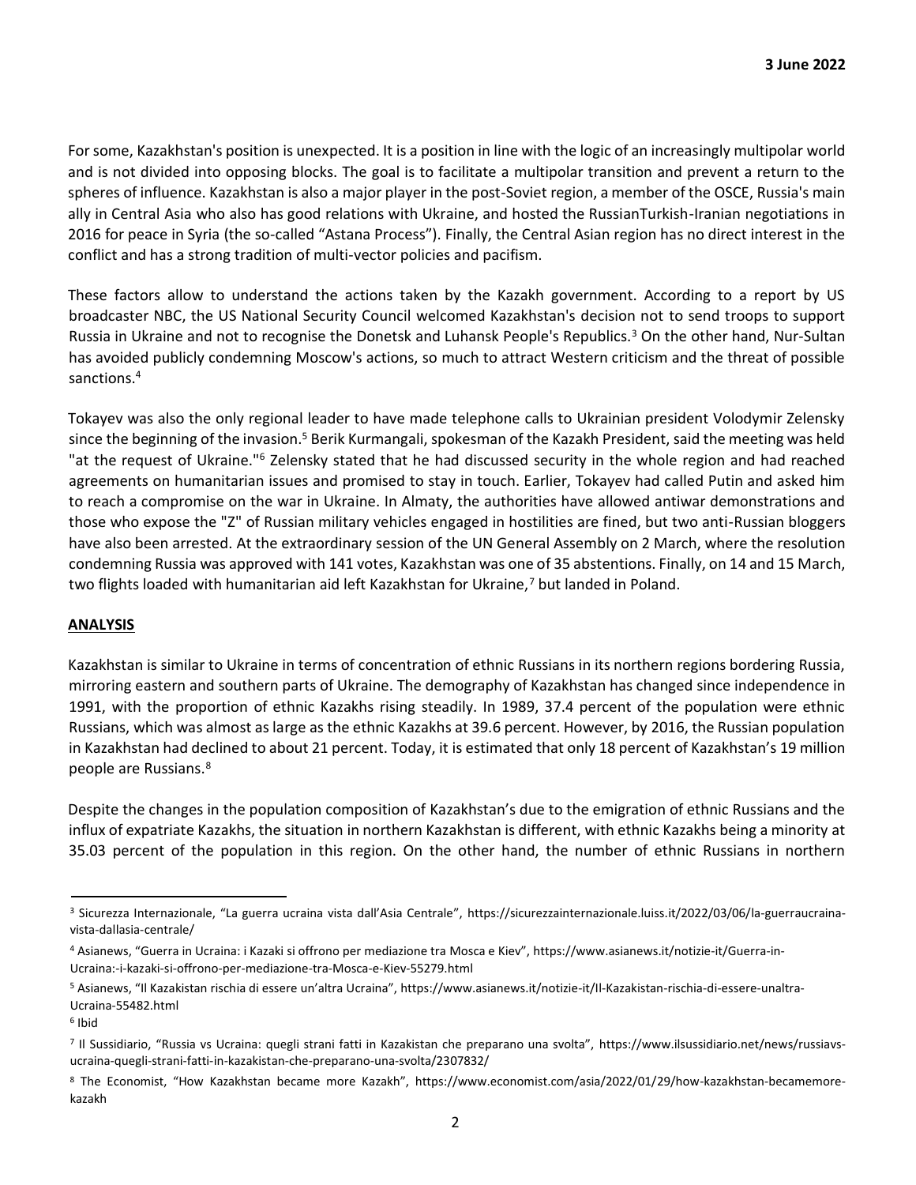For some, Kazakhstan's position is unexpected. It is a position in line with the logic of an increasingly multipolar world and is not divided into opposing blocks. The goal is to facilitate a multipolar transition and prevent a return to the spheres of influence. Kazakhstan is also a major player in the post-Soviet region, a member of the OSCE, Russia's main ally in Central Asia who also has good relations with Ukraine, and hosted the RussianTurkish-Iranian negotiations in 2016 for peace in Syria (the so-called "Astana Process"). Finally, the Central Asian region has no direct interest in the conflict and has a strong tradition of multi-vector policies and pacifism.

These factors allow to understand the actions taken by the Kazakh government. According to a report by US broadcaster NBC, the US National Security Council welcomed Kazakhstan's decision not to send troops to support Russia in Ukraine and not to recognise the Donetsk and Luhansk People's Republics.[3] On the other hand, Nur-Sultan has avoided publicly condemning Moscow's actions, so much to attract Western criticism and the threat of possible sanctions.[4]

Tokayev was also the only regional leader to have made telephone calls to Ukrainian president Volodymir Zelensky since the beginning of the invasion.[5] Berik Kurmangali, spokesman of the Kazakh President, said the meeting was held "at the request of Ukraine."[6] Zelensky stated that he had discussed security in the whole region and had reached agreements on humanitarian issues and promised to stay in touch. Earlier, Tokayev had called Putin and asked him to reach a compromise on the war in Ukraine. In Almaty, the authorities have allowed antiwar demonstrations and those who expose the "Z" of Russian military vehicles engaged in hostilities are fined, but two anti-Russian bloggers have also been arrested. At the extraordinary session of the UN General Assembly on 2 March, where the resolution condemning Russia was approved with 141 votes, Kazakhstan was one of 35 abstentions. Finally, on 14 and 15 March, two flights loaded with humanitarian aid left Kazakhstan for Ukraine,[7] but landed in Poland.

**ANALYSIS**

Kazakhstan is similar to Ukraine in terms of concentration of ethnic Russians in its northern regions bordering Russia, mirroring eastern and southern parts of Ukraine. The demography of Kazakhstan has changed since independence in 1991, with the proportion of ethnic Kazakhs rising steadily. In 1989, 37.4 percent of the population were ethnic Russians, which was almost as large as the ethnic Kazakhs at 39.6 percent. However, by 2016, the Russian population in Kazakhstan had declined to about 21 percent. Today, it is estimated that only 18 percent of Kazakhstan's 19 million people are Russians.[8]

Despite the changes in the population composition of Kazakhstan's due to the emigration of ethnic Russians and the influx of expatriate Kazakhs, the situation in northern Kazakhstan is different, with ethnic Kazakhs being a minority at 35.03 percent of the population in this region. On the other hand, the number of ethnic Russians in northern

---

[3] Sicurezza Internazionale, "La guerra ucraina vista dall'Asia Centrale", https://sicurezzainternazionale.luiss.it/2022/03/06/la-guerraucraina-vista-dallasia-centrale/

[4] Asianews, "Guerra in Ucraina: i Kazaki si offrono per mediazione tra Mosca e Kiev", https://www.asianews.it/notizie-it/Guerra-in-Ucraina:-i-kazaki-si-offrono-per-mediazione-tra-Mosca-e-Kiev-55279.html

[5] Asianews, "Il Kazakistan rischia di essere un'altra Ucraina", https://www.asianews.it/notizie-it/Il-Kazakistan-rischia-di-essere-unaltra-Ucraina-55482.html

[6] Ibid

[7] Il Sussidiario, "Russia vs Ucraina: quegli strani fatti in Kazakistan che preparano una svolta", https://www.ilsussidiario.net/news/russiavs-ucraina-quegli-strani-fatti-in-kazakistan-che-preparano-una-svolta/2307832/

[8] The Economist, "How Kazakhstan became more Kazakh", https://www.economist.com/asia/2022/01/29/how-kazakhstan-becamemore-kazakh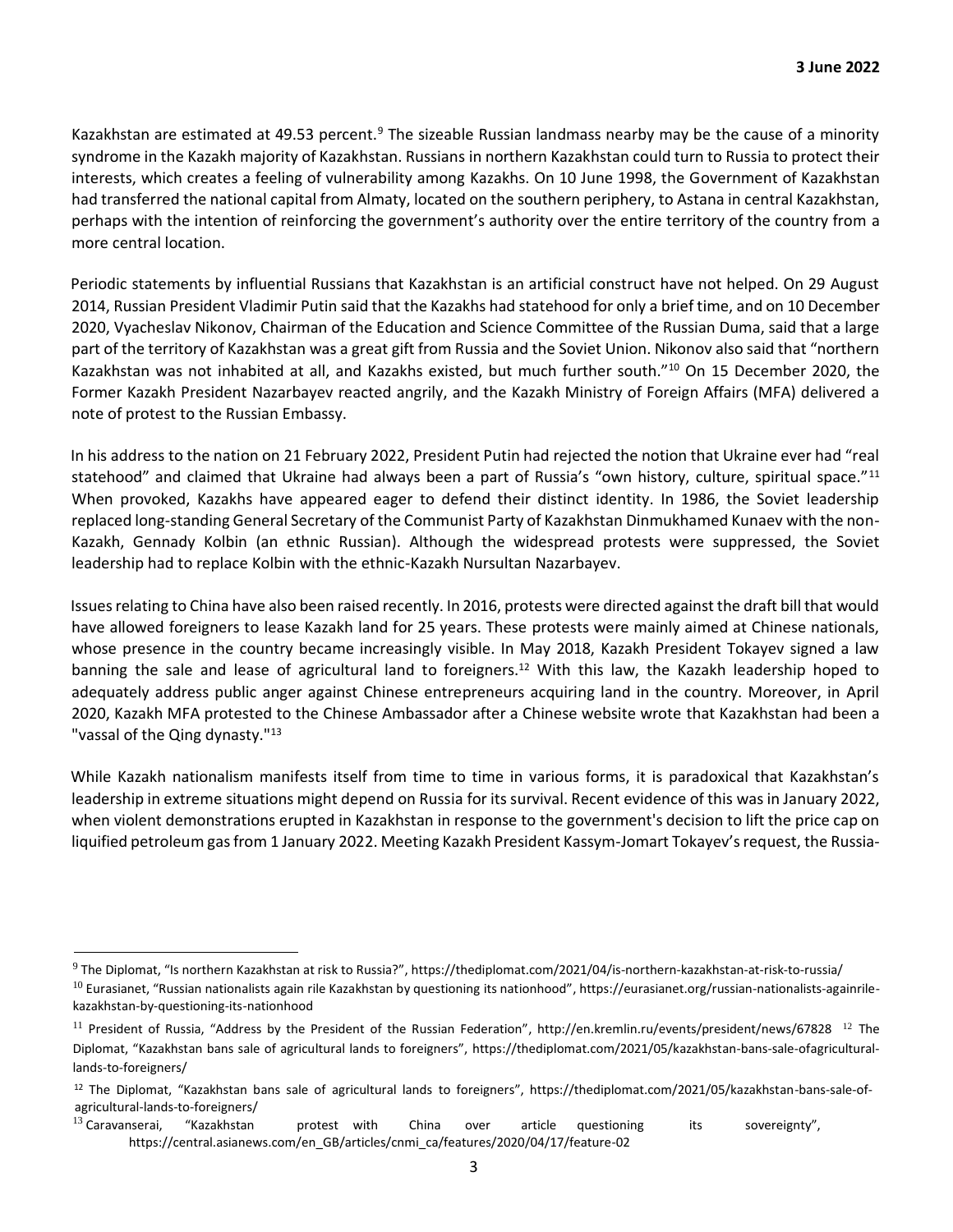Kazakhstan are estimated at 49.53 percent.[9] The sizeable Russian landmass nearby may be the cause of a minority syndrome in the Kazakh majority of Kazakhstan. Russians in northern Kazakhstan could turn to Russia to protect their interests, which creates a feeling of vulnerability among Kazakhs. On 10 June 1998, the Government of Kazakhstan had transferred the national capital from Almaty, located on the southern periphery, to Astana in central Kazakhstan, perhaps with the intention of reinforcing the government's authority over the entire territory of the country from a more central location.

Periodic statements by influential Russians that Kazakhstan is an artificial construct have not helped. On 29 August 2014, Russian President Vladimir Putin said that the Kazakhs had statehood for only a brief time, and on 10 December 2020, Vyacheslav Nikonov, Chairman of the Education and Science Committee of the Russian Duma, said that a large part of the territory of Kazakhstan was a great gift from Russia and the Soviet Union. Nikonov also said that "northern Kazakhstan was not inhabited at all, and Kazakhs existed, but much further south."[10] On 15 December 2020, the Former Kazakh President Nazarbayev reacted angrily, and the Kazakh Ministry of Foreign Affairs (MFA) delivered a note of protest to the Russian Embassy.

In his address to the nation on 21 February 2022, President Putin had rejected the notion that Ukraine ever had "real statehood" and claimed that Ukraine had always been a part of Russia's "own history, culture, spiritual space."[11] When provoked, Kazakhs have appeared eager to defend their distinct identity. In 1986, the Soviet leadership replaced long-standing General Secretary of the Communist Party of Kazakhstan Dinmukhamed Kunaev with the non-Kazakh, Gennady Kolbin (an ethnic Russian). Although the widespread protests were suppressed, the Soviet leadership had to replace Kolbin with the ethnic-Kazakh Nursultan Nazarbayev.

Issues relating to China have also been raised recently. In 2016, protests were directed against the draft bill that would have allowed foreigners to lease Kazakh land for 25 years. These protests were mainly aimed at Chinese nationals, whose presence in the country became increasingly visible. In May 2018, Kazakh President Tokayev signed a law banning the sale and lease of agricultural land to foreigners.[12] With this law, the Kazakh leadership hoped to adequately address public anger against Chinese entrepreneurs acquiring land in the country. Moreover, in April 2020, Kazakh MFA protested to the Chinese Ambassador after a Chinese website wrote that Kazakhstan had been a "vassal of the Qing dynasty."[13]

While Kazakh nationalism manifests itself from time to time in various forms, it is paradoxical that Kazakhstan's leadership in extreme situations might depend on Russia for its survival. Recent evidence of this was in January 2022, when violent demonstrations erupted in Kazakhstan in response to the government's decision to lift the price cap on liquified petroleum gas from 1 January 2022. Meeting Kazakh President Kassym-Jomart Tokayev's request, the Russia-

---

[9] The Diplomat, "Is northern Kazakhstan at risk to Russia?", https://thediplomat.com/2021/04/is-northern-kazakhstan-at-risk-to-russia/

[10] Eurasianet, "Russian nationalists again rile Kazakhstan by questioning its nationhood", https://eurasianet.org/russian-nationalists-againrile-kazakhstan-by-questioning-its-nationhood

[11] President of Russia, "Address by the President of the Russian Federation", http://en.kremlin.ru/events/president/news/67828 [12] The Diplomat, "Kazakhstan bans sale of agricultural lands to foreigners", https://thediplomat.com/2021/05/kazakhstan-bans-sale-ofagricultural-lands-to-foreigners/

[12] The Diplomat, "Kazakhstan bans sale of agricultural lands to foreigners", https://thediplomat.com/2021/05/kazakhstan-bans-sale-of-agricultural-lands-to-foreigners/

[13] Caravanserai, "Kazakhstan protest with China over article questioning its sovereignty", https://central.asianews.com/en_GB/articles/cnmi_ca/features/2020/04/17/feature-02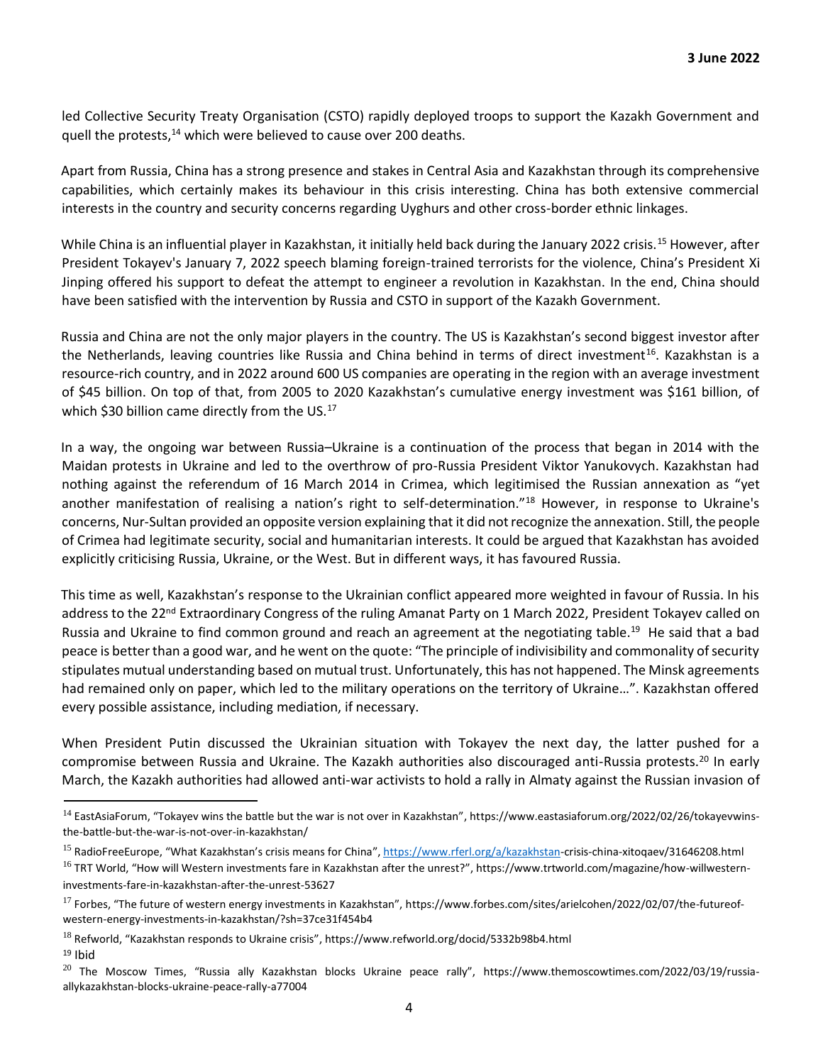led Collective Security Treaty Organisation (CSTO) rapidly deployed troops to support the Kazakh Government and quell the protests,[14] which were believed to cause over 200 deaths.

Apart from Russia, China has a strong presence and stakes in Central Asia and Kazakhstan through its comprehensive capabilities, which certainly makes its behaviour in this crisis interesting. China has both extensive commercial interests in the country and security concerns regarding Uyghurs and other cross-border ethnic linkages.

While China is an influential player in Kazakhstan, it initially held back during the January 2022 crisis.[15] However, after President Tokayev's January 7, 2022 speech blaming foreign-trained terrorists for the violence, China's President Xi Jinping offered his support to defeat the attempt to engineer a revolution in Kazakhstan. In the end, China should have been satisfied with the intervention by Russia and CSTO in support of the Kazakh Government.

Russia and China are not the only major players in the country. The US is Kazakhstan's second biggest investor after the Netherlands, leaving countries like Russia and China behind in terms of direct investment[16]. Kazakhstan is a resource-rich country, and in 2022 around 600 US companies are operating in the region with an average investment of $45 billion. On top of that, from 2005 to 2020 Kazakhstan's cumulative energy investment was $161 billion, of which $30 billion came directly from the US.[17]

In a way, the ongoing war between Russia–Ukraine is a continuation of the process that began in 2014 with the Maidan protests in Ukraine and led to the overthrow of pro-Russia President Viktor Yanukovych. Kazakhstan had nothing against the referendum of 16 March 2014 in Crimea, which legitimised the Russian annexation as "yet another manifestation of realising a nation's right to self-determination."[18] However, in response to Ukraine's concerns, Nur-Sultan provided an opposite version explaining that it did not recognize the annexation. Still, the people of Crimea had legitimate security, social and humanitarian interests. It could be argued that Kazakhstan has avoided explicitly criticising Russia, Ukraine, or the West. But in different ways, it has favoured Russia.

This time as well, Kazakhstan's response to the Ukrainian conflict appeared more weighted in favour of Russia. In his address to the 22nd Extraordinary Congress of the ruling Amanat Party on 1 March 2022, President Tokayev called on Russia and Ukraine to find common ground and reach an agreement at the negotiating table.[19] He said that a bad peace is better than a good war, and he went on the quote: "The principle of indivisibility and commonality of security stipulates mutual understanding based on mutual trust. Unfortunately, this has not happened. The Minsk agreements had remained only on paper, which led to the military operations on the territory of Ukraine…". Kazakhstan offered every possible assistance, including mediation, if necessary.

When President Putin discussed the Ukrainian situation with Tokayev the next day, the latter pushed for a compromise between Russia and Ukraine. The Kazakh authorities also discouraged anti-Russia protests.[20] In early March, the Kazakh authorities had allowed anti-war activists to hold a rally in Almaty against the Russian invasion of

---

[14] EastAsiaForum, "Tokayev wins the battle but the war is not over in Kazakhstan", https://www.eastasiaforum.org/2022/02/26/tokayevwins-the-battle-but-the-war-is-not-over-in-kazakhstan/

[15] RadioFreeEurope, "What Kazakhstan's crisis means for China", https://www.rferl.org/a/kazakhstan-crisis-china-xitoqaev/31646208.html

[16] TRT World, "How will Western investments fare in Kazakhstan after the unrest?", https://www.trtworld.com/magazine/how-willwestern-investments-fare-in-kazakhstan-after-the-unrest-53627

[17] Forbes, "The future of western energy investments in Kazakhstan", https://www.forbes.com/sites/arielcohen/2022/02/07/the-futureof-western-energy-investments-in-kazakhstan/?sh=37ce31f454b4

[18] Refworld, "Kazakhstan responds to Ukraine crisis", https://www.refworld.org/docid/5332b98b4.html

[19] Ibid

[20] The Moscow Times, "Russia ally Kazakhstan blocks Ukraine peace rally", https://www.themoscowtimes.com/2022/03/19/russia-allykazakhstan-blocks-ukraine-peace-rally-a77004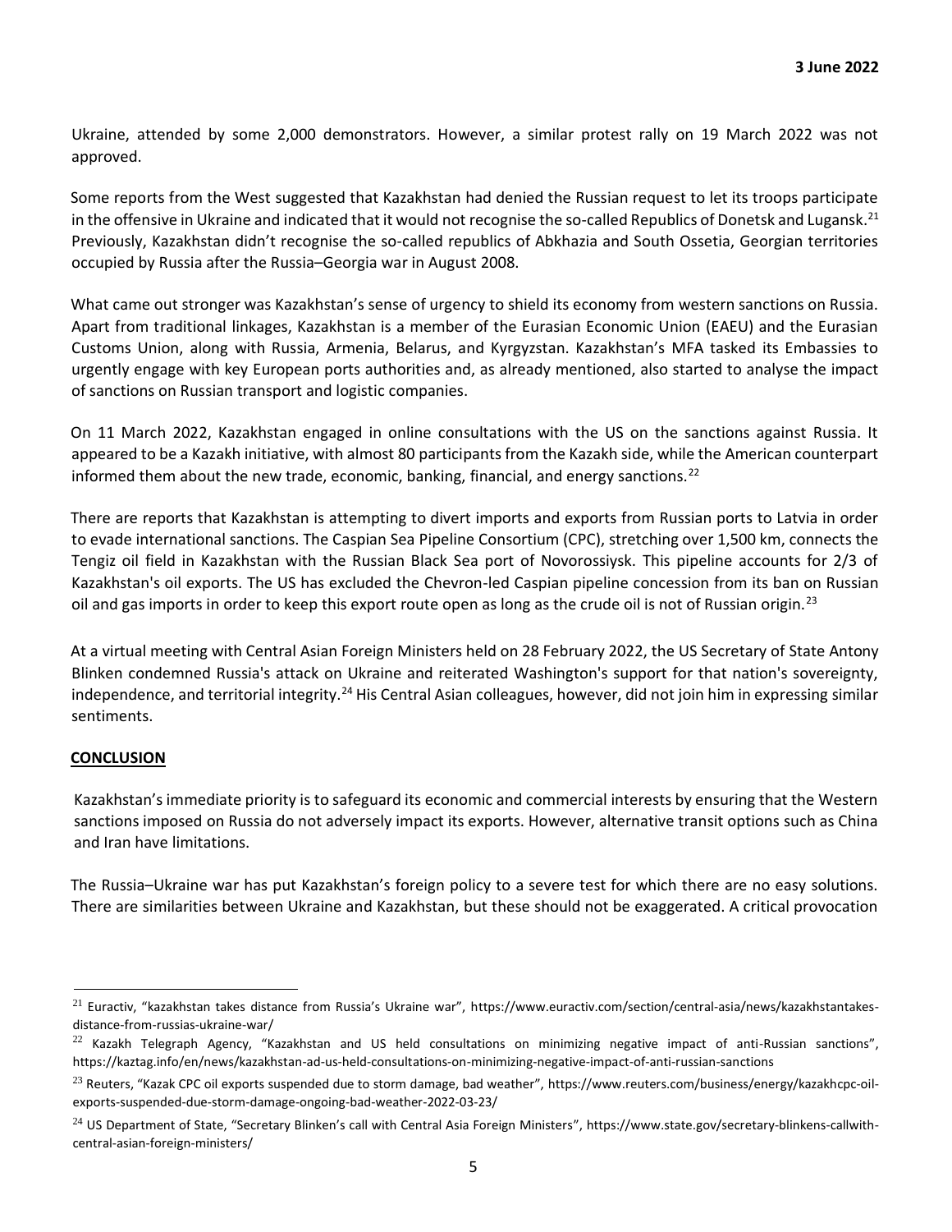Ukraine, attended by some 2,000 demonstrators. However, a similar protest rally on 19 March 2022 was not approved.

Some reports from the West suggested that Kazakhstan had denied the Russian request to let its troops participate in the offensive in Ukraine and indicated that it would not recognise the so-called Republics of Donetsk and Lugansk.[21] Previously, Kazakhstan didn't recognise the so-called republics of Abkhazia and South Ossetia, Georgian territories occupied by Russia after the Russia–Georgia war in August 2008.

What came out stronger was Kazakhstan's sense of urgency to shield its economy from western sanctions on Russia. Apart from traditional linkages, Kazakhstan is a member of the Eurasian Economic Union (EAEU) and the Eurasian Customs Union, along with Russia, Armenia, Belarus, and Kyrgyzstan. Kazakhstan's MFA tasked its Embassies to urgently engage with key European ports authorities and, as already mentioned, also started to analyse the impact of sanctions on Russian transport and logistic companies.

On 11 March 2022, Kazakhstan engaged in online consultations with the US on the sanctions against Russia. It appeared to be a Kazakh initiative, with almost 80 participants from the Kazakh side, while the American counterpart informed them about the new trade, economic, banking, financial, and energy sanctions.[22]

There are reports that Kazakhstan is attempting to divert imports and exports from Russian ports to Latvia in order to evade international sanctions. The Caspian Sea Pipeline Consortium (CPC), stretching over 1,500 km, connects the Tengiz oil field in Kazakhstan with the Russian Black Sea port of Novorossiysk. This pipeline accounts for 2/3 of Kazakhstan's oil exports. The US has excluded the Chevron-led Caspian pipeline concession from its ban on Russian oil and gas imports in order to keep this export route open as long as the crude oil is not of Russian origin.[23]

At a virtual meeting with Central Asian Foreign Ministers held on 28 February 2022, the US Secretary of State Antony Blinken condemned Russia's attack on Ukraine and reiterated Washington's support for that nation's sovereignty, independence, and territorial integrity.[24] His Central Asian colleagues, however, did not join him in expressing similar sentiments.

## CONCLUSION

Kazakhstan's immediate priority is to safeguard its economic and commercial interests by ensuring that the Western sanctions imposed on Russia do not adversely impact its exports. However, alternative transit options such as China and Iran have limitations.

The Russia–Ukraine war has put Kazakhstan's foreign policy to a severe test for which there are no easy solutions. There are similarities between Ukraine and Kazakhstan, but these should not be exaggerated. A critical provocation

---

[21] Euractiv, "kazakhstan takes distance from Russia's Ukraine war", https://www.euractiv.com/section/central-asia/news/kazakhstantakes-distance-from-russias-ukraine-war/

[22] Kazakh Telegraph Agency, "Kazakhstan and US held consultations on minimizing negative impact of anti-Russian sanctions", https://kaztag.info/en/news/kazakhstan-ad-us-held-consultations-on-minimizing-negative-impact-of-anti-russian-sanctions

[23] Reuters, "Kazak CPC oil exports suspended due to storm damage, bad weather", https://www.reuters.com/business/energy/kazakhcpc-oil-exports-suspended-due-storm-damage-ongoing-bad-weather-2022-03-23/

[24] US Department of State, "Secretary Blinken's call with Central Asia Foreign Ministers", https://www.state.gov/secretary-blinkens-callwith-central-asian-foreign-ministers/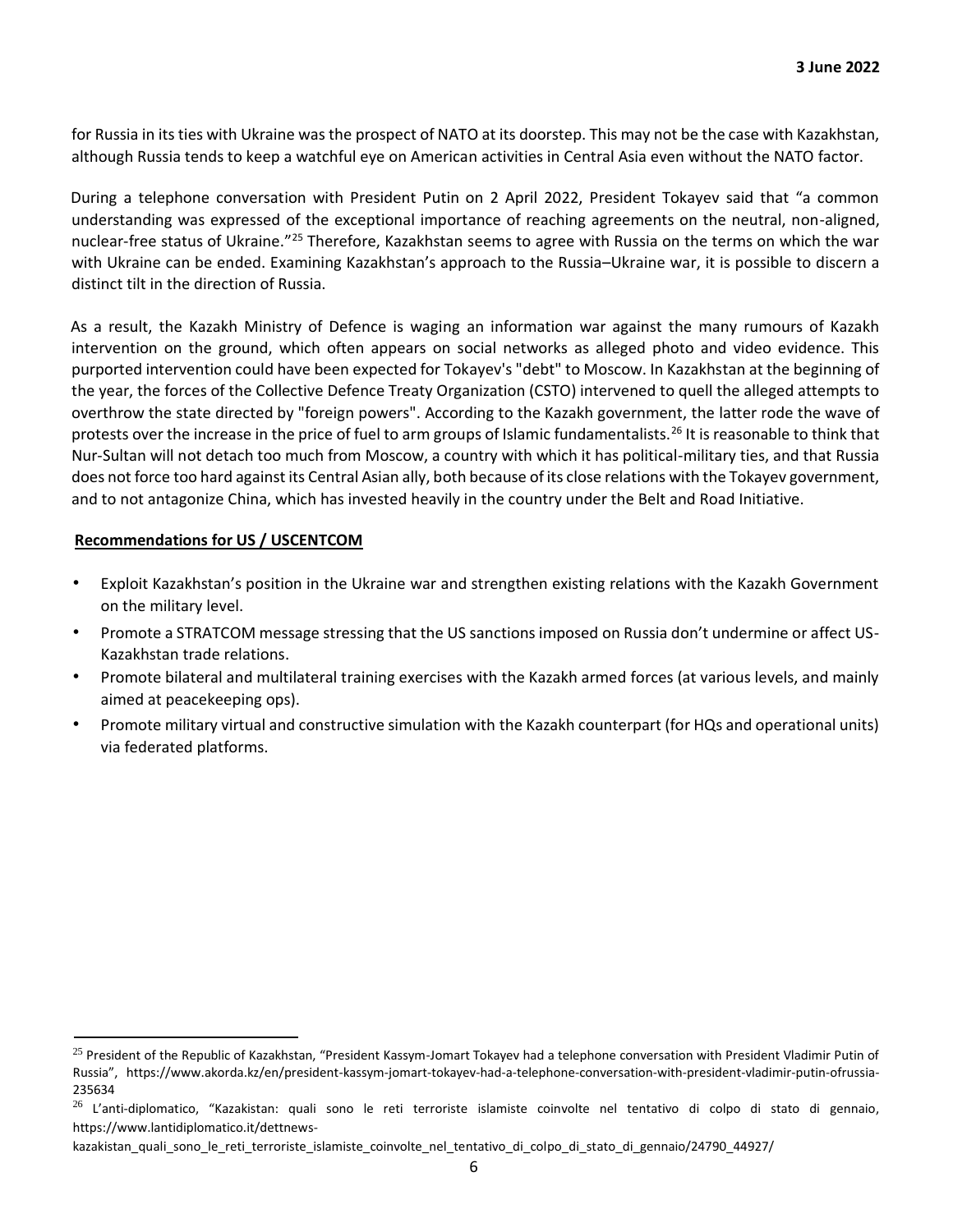for Russia in its ties with Ukraine was the prospect of NATO at its doorstep. This may not be the case with Kazakhstan, although Russia tends to keep a watchful eye on American activities in Central Asia even without the NATO factor.

During a telephone conversation with President Putin on 2 April 2022, President Tokayev said that "a common understanding was expressed of the exceptional importance of reaching agreements on the neutral, non-aligned, nuclear-free status of Ukraine."[25] Therefore, Kazakhstan seems to agree with Russia on the terms on which the war with Ukraine can be ended. Examining Kazakhstan's approach to the Russia–Ukraine war, it is possible to discern a distinct tilt in the direction of Russia.

As a result, the Kazakh Ministry of Defence is waging an information war against the many rumours of Kazakh intervention on the ground, which often appears on social networks as alleged photo and video evidence. This purported intervention could have been expected for Tokayev's "debt" to Moscow. In Kazakhstan at the beginning of the year, the forces of the Collective Defence Treaty Organization (CSTO) intervened to quell the alleged attempts to overthrow the state directed by "foreign powers". According to the Kazakh government, the latter rode the wave of protests over the increase in the price of fuel to arm groups of Islamic fundamentalists.[26] It is reasonable to think that Nur-Sultan will not detach too much from Moscow, a country with which it has political-military ties, and that Russia does not force too hard against its Central Asian ally, both because of its close relations with the Tokayev government, and to not antagonize China, which has invested heavily in the country under the Belt and Road Initiative.

**Recommendations for US / USCENTCOM**

- Exploit Kazakhstan's position in the Ukraine war and strengthen existing relations with the Kazakh Government on the military level.
- Promote a STRATCOM message stressing that the US sanctions imposed on Russia don't undermine or affect US-Kazakhstan trade relations.
- Promote bilateral and multilateral training exercises with the Kazakh armed forces (at various levels, and mainly aimed at peacekeeping ops).
- Promote military virtual and constructive simulation with the Kazakh counterpart (for HQs and operational units) via federated platforms.

---

[25] President of the Republic of Kazakhstan, "President Kassym-Jomart Tokayev had a telephone conversation with President Vladimir Putin of Russia", https://www.akorda.kz/en/president-kassym-jomart-tokayev-had-a-telephone-conversation-with-president-vladimir-putin-ofrussia-235634

[26] L'anti-diplomatico, "Kazakistan: quali sono le reti terroriste islamiste coinvolte nel tentativo di colpo di stato di gennaio, https://www.lantidiplomatico.it/dettnews-kazakistan_quali_sono_le_reti_terroriste_islamiste_coinvolte_nel_tentativo_di_colpo_di_stato_di_gennaio/24790_44927/